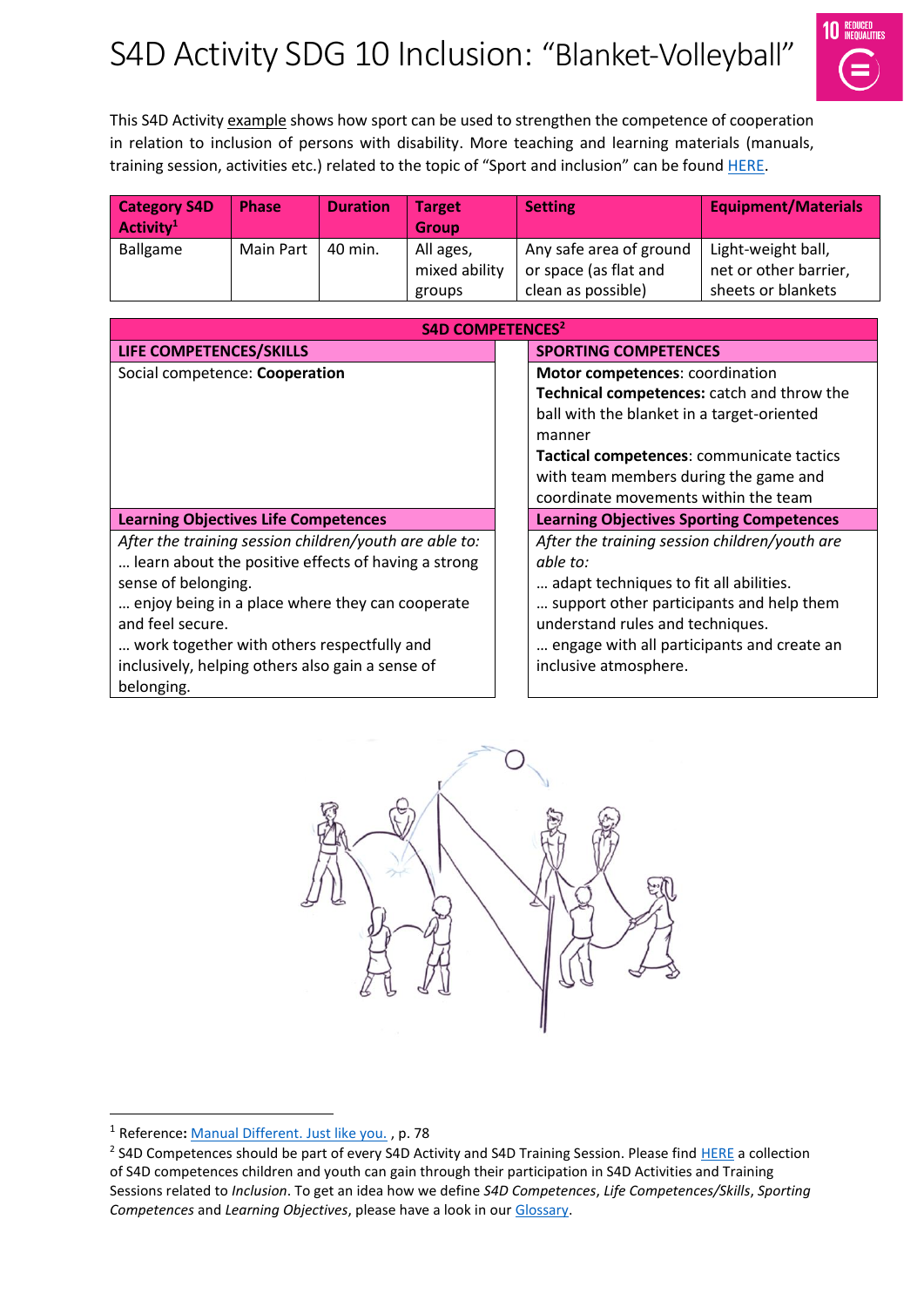# S4D Activity SDG 10 Inclusion: "Blanket-Volleyball"

This S4D Activity example shows how sport can be used to strengthen the competence of cooperation in relation to inclusion of persons with disability. More teaching and learning materials (manuals, training session, activities etc.) related to the topic of "Sport and inclusion" can be found HERE.

| Category S4D Activity[1] | Phase | Duration | Target Group | Setting | Equipment/Materials |
|---|---|---|---|---|---|
| Ballgame | Main Part | 40 min. | All ages, mixed ability groups | Any safe area of ground or space (as flat and clean as possible) | Light-weight ball, net or other barrier, sheets or blankets |

**S4D COMPETENCES[2]**

| LIFE COMPETENCES/SKILLS | SPORTING COMPETENCES |
|---|---|
| Social competence: **Cooperation** | **Motor competences**: coordination<br>**Technical competences:** catch and throw the ball with the blanket in a target-oriented manner<br>**Tactical competences**: communicate tactics with team members during the game and coordinate movements within the team |
| **Learning Objectives Life Competences** | **Learning Objectives Sporting Competences** |
| *After the training session children/youth are able to:*<br>… learn about the positive effects of having a strong sense of belonging.<br>… enjoy being in a place where they can cooperate and feel secure.<br>… work together with others respectfully and inclusively, helping others also gain a sense of belonging. | *After the training session children/youth are able to:*<br>… adapt techniques to fit all abilities.<br>… support other participants and help them understand rules and techniques.<br>… engage with all participants and create an inclusive atmosphere. |

[1] Reference: Manual Different. Just like you. , p. 78

[2] S4D Competences should be part of every S4D Activity and S4D Training Session. Please find HERE a collection of S4D competences children and youth can gain through their participation in S4D Activities and Training Sessions related to *Inclusion*. To get an idea how we define *S4D Competences*, *Life Competences/Skills*, *Sporting Competences* and *Learning Objectives*, please have a look in our Glossary.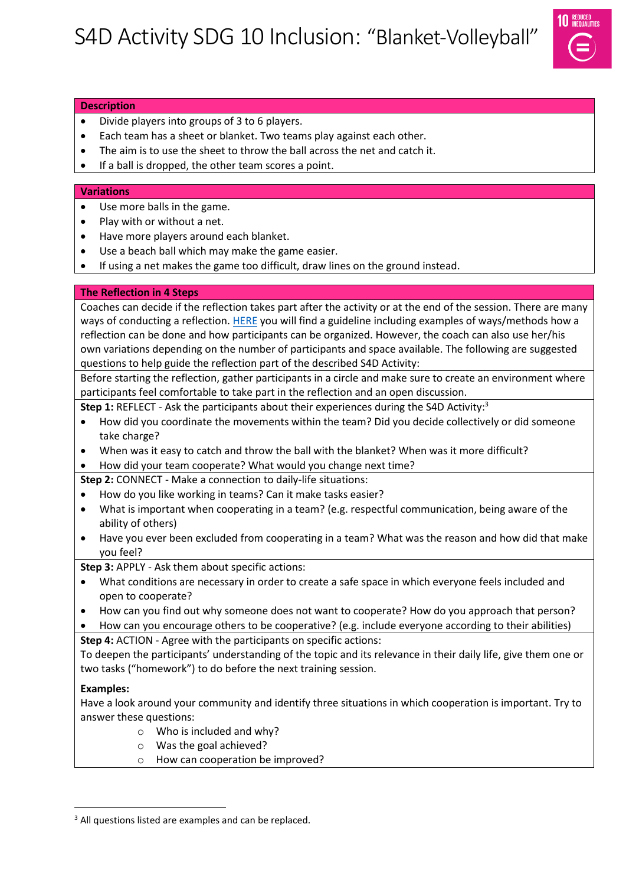# S4D Activity SDG 10 Inclusion: "Blanket-Volleyball"

10 REDUCED INEQUALITIES

## Description

- Divide players into groups of 3 to 6 players.
- Each team has a sheet or blanket. Two teams play against each other.
- The aim is to use the sheet to throw the ball across the net and catch it.
- If a ball is dropped, the other team scores a point.

## Variations

- Use more balls in the game.
- Play with or without a net.
- Have more players around each blanket.
- Use a beach ball which may make the game easier.
- If using a net makes the game too difficult, draw lines on the ground instead.

## The Reflection in 4 Steps

Coaches can decide if the reflection takes part after the activity or at the end of the session. There are many ways of conducting a reflection. HERE you will find a guideline including examples of ways/methods how a reflection can be done and how participants can be organized. However, the coach can also use her/his own variations depending on the number of participants and space available. The following are suggested questions to help guide the reflection part of the described S4D Activity:

Before starting the reflection, gather participants in a circle and make sure to create an environment where participants feel comfortable to take part in the reflection and an open discussion.

**Step 1:** REFLECT - Ask the participants about their experiences during the S4D Activity:[3]

- How did you coordinate the movements within the team? Did you decide collectively or did someone take charge?
- When was it easy to catch and throw the ball with the blanket? When was it more difficult?
- How did your team cooperate? What would you change next time?

**Step 2:** CONNECT - Make a connection to daily-life situations:

- How do you like working in teams? Can it make tasks easier?
- What is important when cooperating in a team? (e.g. respectful communication, being aware of the ability of others)
- Have you ever been excluded from cooperating in a team? What was the reason and how did that make you feel?

**Step 3:** APPLY - Ask them about specific actions:

- What conditions are necessary in order to create a safe space in which everyone feels included and open to cooperate?
- How can you find out why someone does not want to cooperate? How do you approach that person?
- How can you encourage others to be cooperative? (e.g. include everyone according to their abilities)

**Step 4:** ACTION - Agree with the participants on specific actions:

To deepen the participants' understanding of the topic and its relevance in their daily life, give them one or two tasks ("homework") to do before the next training session.

**Examples:**

Have a look around your community and identify three situations in which cooperation is important. Try to answer these questions:

- Who is included and why?
- Was the goal achieved?
- How can cooperation be improved?

[3] All questions listed are examples and can be replaced.